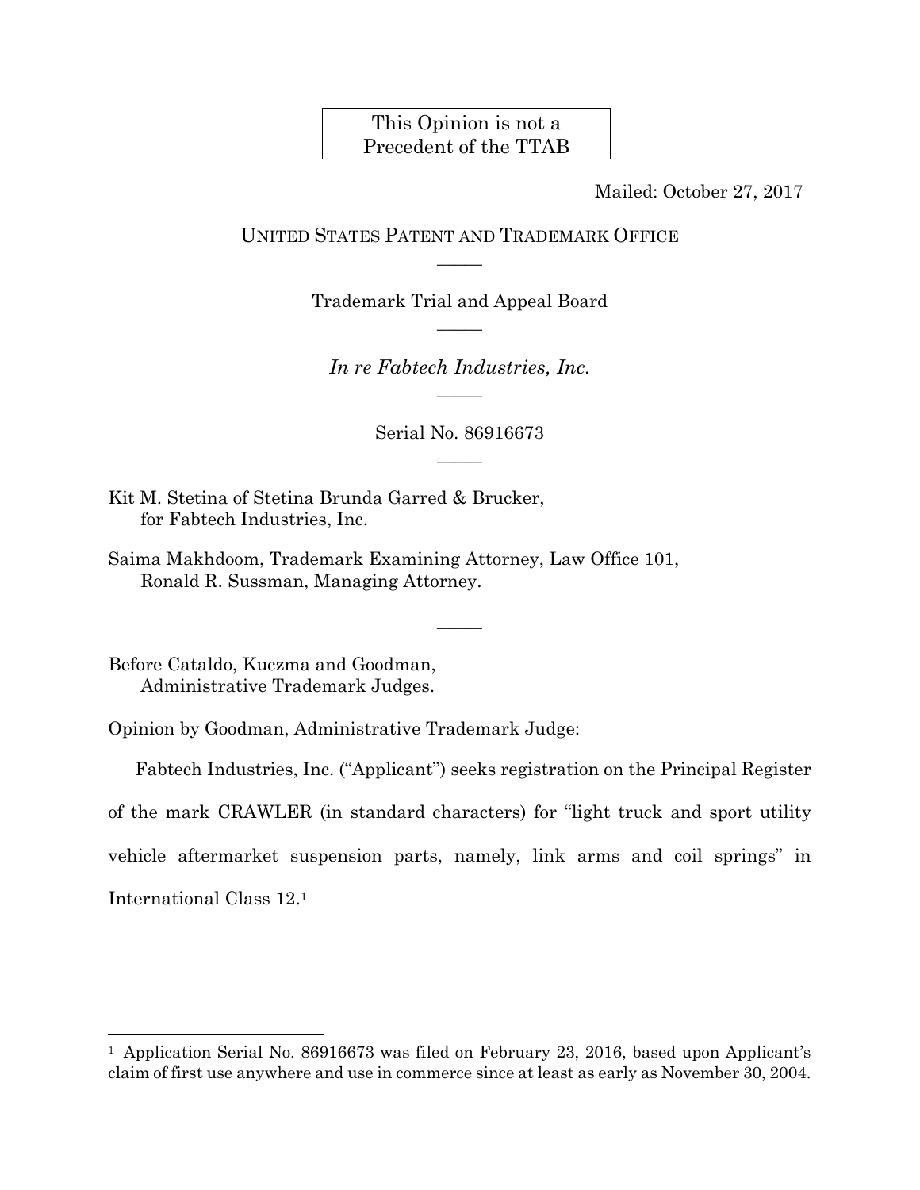This Opinion is not a Precedent of the TTAB

Mailed: October 27, 2017

UNITED STATES PATENT AND TRADEMARK OFFICE

\_\_\_\_\_

Trademark Trial and Appeal Board

\_\_\_\_\_

*In re Fabtech Industries, Inc.*

\_\_\_\_\_

Serial No. 86916673

\_\_\_\_\_

Kit M. Stetina of Stetina Brunda Garred & Brucker,
for Fabtech Industries, Inc.

Saima Makhdoom, Trademark Examining Attorney, Law Office 101,
Ronald R. Sussman, Managing Attorney.

\_\_\_\_\_

Before Cataldo, Kuczma and Goodman,
Administrative Trademark Judges.

Opinion by Goodman, Administrative Trademark Judge:

Fabtech Industries, Inc. ("Applicant") seeks registration on the Principal Register of the mark CRAWLER (in standard characters) for "light truck and sport utility vehicle aftermarket suspension parts, namely, link arms and coil springs" in International Class 12.[1]

---

[1] Application Serial No. 86916673 was filed on February 23, 2016, based upon Applicant's claim of first use anywhere and use in commerce since at least as early as November 30, 2004.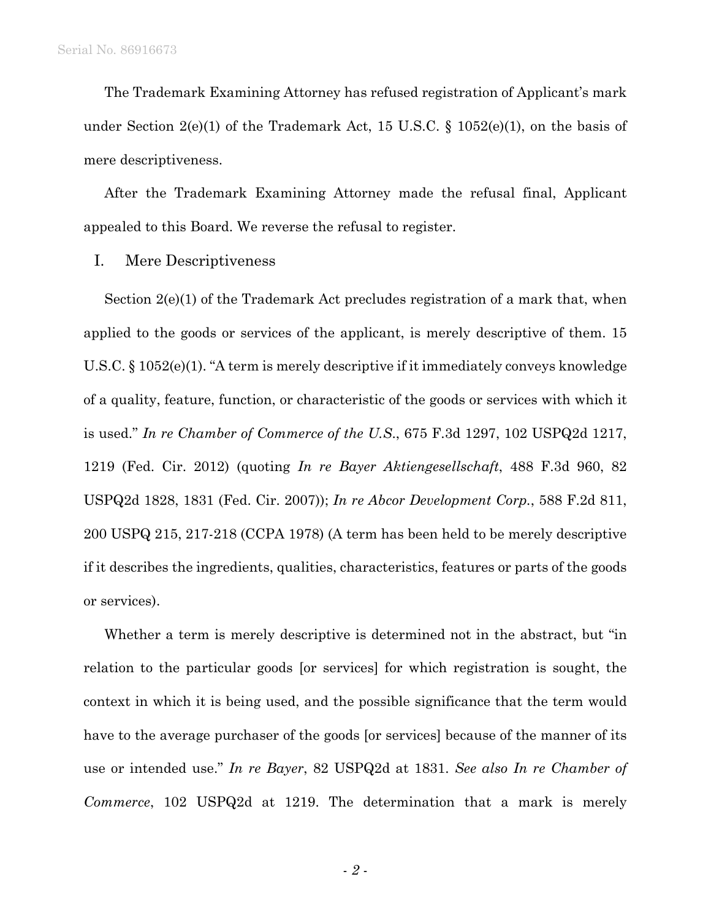The Trademark Examining Attorney has refused registration of Applicant's mark under Section 2(e)(1) of the Trademark Act, 15 U.S.C. § 1052(e)(1), on the basis of mere descriptiveness.

After the Trademark Examining Attorney made the refusal final, Applicant appealed to this Board. We reverse the refusal to register.

## I. Mere Descriptiveness

Section 2(e)(1) of the Trademark Act precludes registration of a mark that, when applied to the goods or services of the applicant, is merely descriptive of them. 15 U.S.C. § 1052(e)(1). "A term is merely descriptive if it immediately conveys knowledge of a quality, feature, function, or characteristic of the goods or services with which it is used." *In re Chamber of Commerce of the U.S.*, 675 F.3d 1297, 102 USPQ2d 1217, 1219 (Fed. Cir. 2012) (quoting *In re Bayer Aktiengesellschaft*, 488 F.3d 960, 82 USPQ2d 1828, 1831 (Fed. Cir. 2007)); *In re Abcor Development Corp.*, 588 F.2d 811, 200 USPQ 215, 217-218 (CCPA 1978) (A term has been held to be merely descriptive if it describes the ingredients, qualities, characteristics, features or parts of the goods or services).

Whether a term is merely descriptive is determined not in the abstract, but "in relation to the particular goods [or services] for which registration is sought, the context in which it is being used, and the possible significance that the term would have to the average purchaser of the goods [or services] because of the manner of its use or intended use." *In re Bayer*, 82 USPQ2d at 1831. *See also In re Chamber of Commerce*, 102 USPQ2d at 1219. The determination that a mark is merely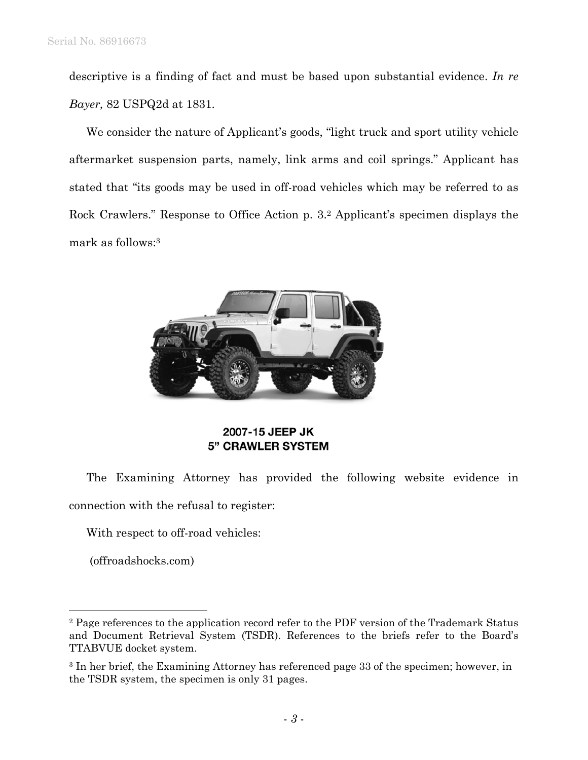descriptive is a finding of fact and must be based upon substantial evidence. *In re Bayer,* 82 USPQ2d at 1831.

We consider the nature of Applicant's goods, "light truck and sport utility vehicle aftermarket suspension parts, namely, link arms and coil springs." Applicant has stated that "its goods may be used in off-road vehicles which may be referred to as Rock Crawlers." Response to Office Action p. 3.[2] Applicant's specimen displays the mark as follows:[3]

**2007-15 JEEP JK**
**5" CRAWLER SYSTEM**

The Examining Attorney has provided the following website evidence in connection with the refusal to register:

With respect to off-road vehicles:

(offroadshocks.com)

---

[2] Page references to the application record refer to the PDF version of the Trademark Status and Document Retrieval System (TSDR). References to the briefs refer to the Board's TTABVUE docket system.

[3] In her brief, the Examining Attorney has referenced page 33 of the specimen; however, in the TSDR system, the specimen is only 31 pages.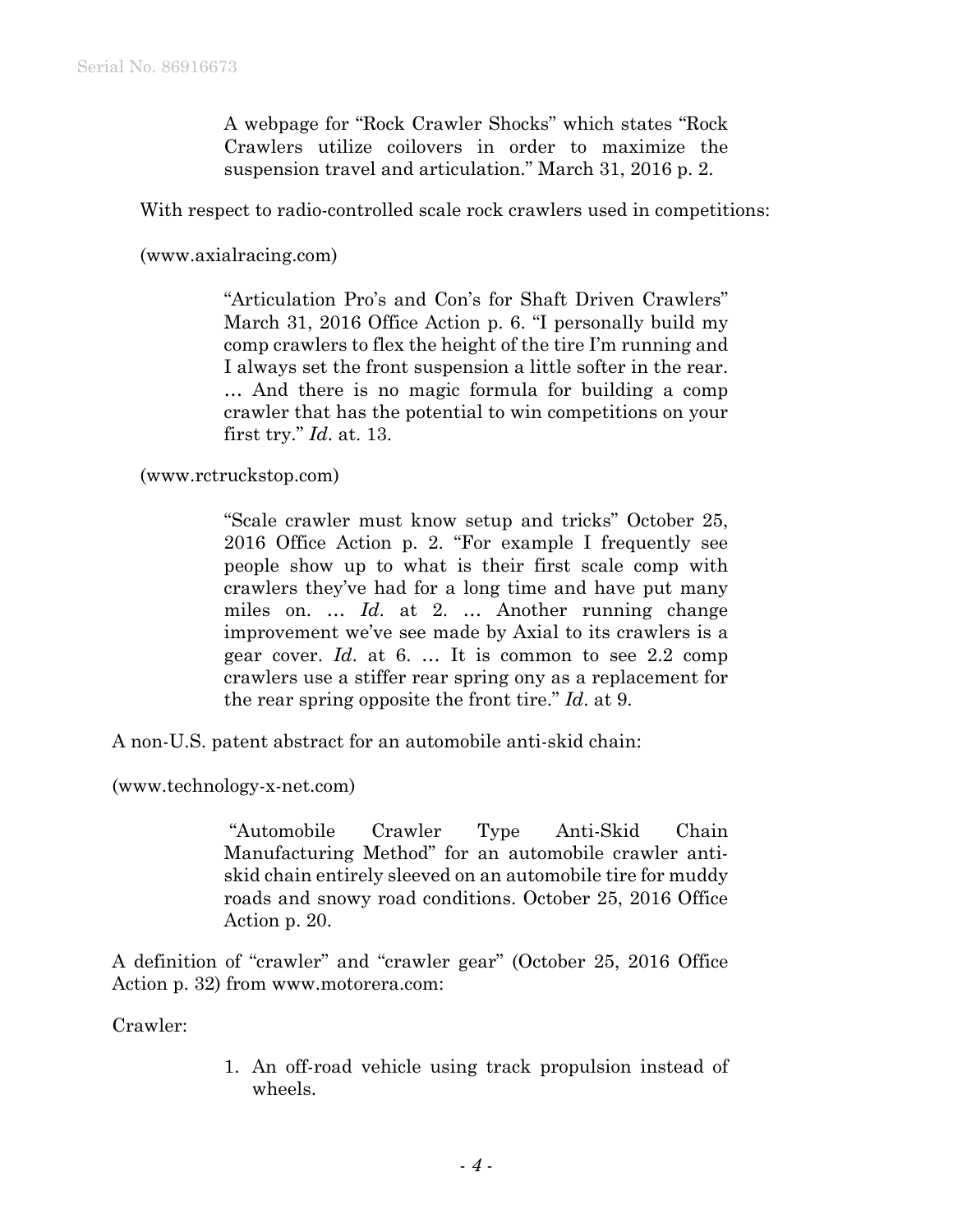> A webpage for "Rock Crawler Shocks" which states "Rock Crawlers utilize coilovers in order to maximize the suspension travel and articulation." March 31, 2016 p. 2.

With respect to radio-controlled scale rock crawlers used in competitions:

(www.axialracing.com)

> "Articulation Pro's and Con's for Shaft Driven Crawlers" March 31, 2016 Office Action p. 6. "I personally build my comp crawlers to flex the height of the tire I'm running and I always set the front suspension a little softer in the rear. … And there is no magic formula for building a comp crawler that has the potential to win competitions on your first try." *Id.* at 13.

(www.rctruckstop.com)

> "Scale crawler must know setup and tricks" October 25, 2016 Office Action p. 2. "For example I frequently see people show up to what is their first scale comp with crawlers they've had for a long time and have put many miles on. … *Id.* at 2. … Another running change improvement we've see made by Axial to its crawlers is a gear cover. *Id.* at 6. … It is common to see 2.2 comp crawlers use a stiffer rear spring ony as a replacement for the rear spring opposite the front tire." *Id.* at 9.

A non-U.S. patent abstract for an automobile anti-skid chain:

(www.technology-x-net.com)

> "Automobile Crawler Type Anti-Skid Chain Manufacturing Method" for an automobile crawler anti-skid chain entirely sleeved on an automobile tire for muddy roads and snowy road conditions. October 25, 2016 Office Action p. 20.

A definition of "crawler" and "crawler gear" (October 25, 2016 Office Action p. 32) from www.motorera.com:

Crawler:

> 1. An off-road vehicle using track propulsion instead of wheels.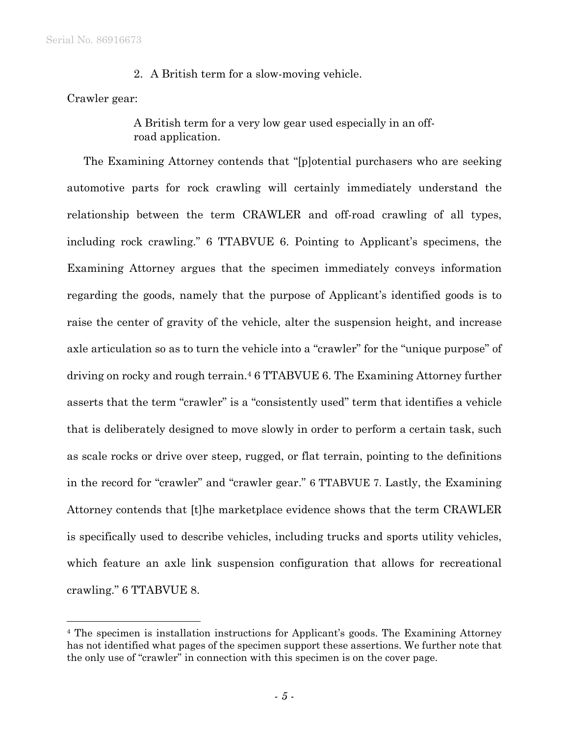2. A British term for a slow-moving vehicle.

Crawler gear:

> A British term for a very low gear used especially in an off-road application.

The Examining Attorney contends that "[p]otential purchasers who are seeking automotive parts for rock crawling will certainly immediately understand the relationship between the term CRAWLER and off-road crawling of all types, including rock crawling." 6 TTABVUE 6. Pointing to Applicant's specimens, the Examining Attorney argues that the specimen immediately conveys information regarding the goods, namely that the purpose of Applicant's identified goods is to raise the center of gravity of the vehicle, alter the suspension height, and increase axle articulation so as to turn the vehicle into a "crawler" for the "unique purpose" of driving on rocky and rough terrain.[4] 6 TTABVUE 6. The Examining Attorney further asserts that the term "crawler" is a "consistently used" term that identifies a vehicle that is deliberately designed to move slowly in order to perform a certain task, such as scale rocks or drive over steep, rugged, or flat terrain, pointing to the definitions in the record for "crawler" and "crawler gear." 6 TTABVUE 7. Lastly, the Examining Attorney contends that [t]he marketplace evidence shows that the term CRAWLER is specifically used to describe vehicles, including trucks and sports utility vehicles, which feature an axle link suspension configuration that allows for recreational crawling." 6 TTABVUE 8.

---

[4] The specimen is installation instructions for Applicant's goods. The Examining Attorney has not identified what pages of the specimen support these assertions. We further note that the only use of "crawler" in connection with this specimen is on the cover page.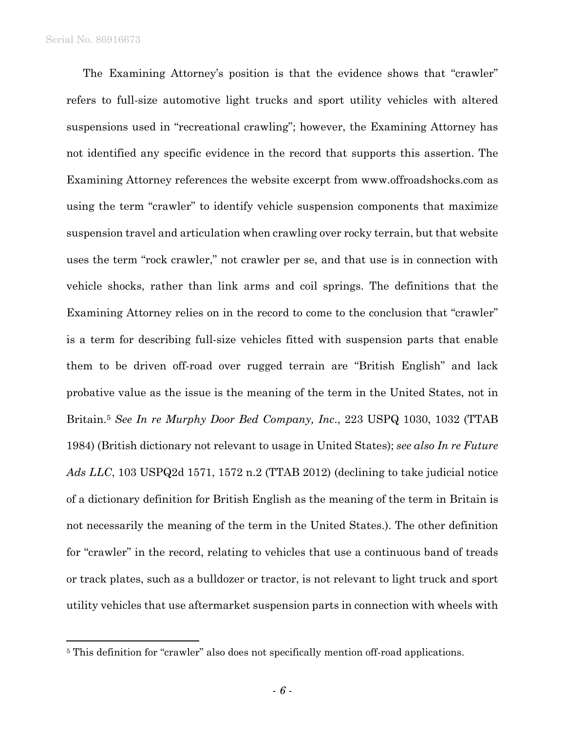The Examining Attorney's position is that the evidence shows that "crawler" refers to full-size automotive light trucks and sport utility vehicles with altered suspensions used in "recreational crawling"; however, the Examining Attorney has not identified any specific evidence in the record that supports this assertion. The Examining Attorney references the website excerpt from www.offroadshocks.com as using the term "crawler" to identify vehicle suspension components that maximize suspension travel and articulation when crawling over rocky terrain, but that website uses the term "rock crawler," not crawler per se, and that use is in connection with vehicle shocks, rather than link arms and coil springs. The definitions that the Examining Attorney relies on in the record to come to the conclusion that "crawler" is a term for describing full-size vehicles fitted with suspension parts that enable them to be driven off-road over rugged terrain are "British English" and lack probative value as the issue is the meaning of the term in the United States, not in Britain.[5] *See In re Murphy Door Bed Company, Inc.*, 223 USPQ 1030, 1032 (TTAB 1984) (British dictionary not relevant to usage in United States); *see also In re Future Ads LLC*, 103 USPQ2d 1571, 1572 n.2 (TTAB 2012) (declining to take judicial notice of a dictionary definition for British English as the meaning of the term in Britain is not necessarily the meaning of the term in the United States.). The other definition for "crawler" in the record, relating to vehicles that use a continuous band of treads or track plates, such as a bulldozer or tractor, is not relevant to light truck and sport utility vehicles that use aftermarket suspension parts in connection with wheels with

---

[5] This definition for "crawler" also does not specifically mention off-road applications.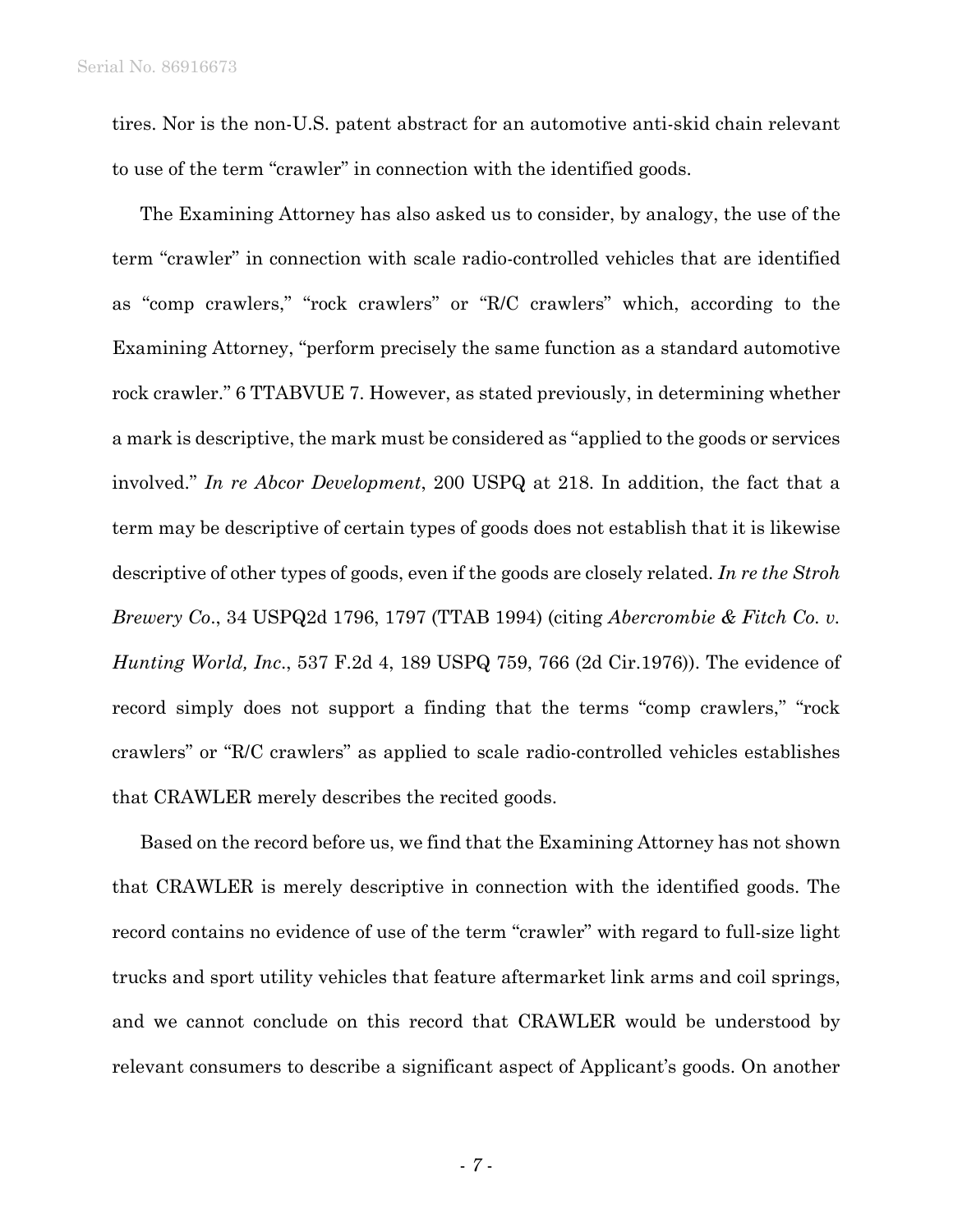tires. Nor is the non-U.S. patent abstract for an automotive anti-skid chain relevant to use of the term "crawler" in connection with the identified goods.

The Examining Attorney has also asked us to consider, by analogy, the use of the term "crawler" in connection with scale radio-controlled vehicles that are identified as "comp crawlers," "rock crawlers" or "R/C crawlers" which, according to the Examining Attorney, "perform precisely the same function as a standard automotive rock crawler." 6 TTABVUE 7. However, as stated previously, in determining whether a mark is descriptive, the mark must be considered as "applied to the goods or services involved." *In re Abcor Development*, 200 USPQ at 218. In addition, the fact that a term may be descriptive of certain types of goods does not establish that it is likewise descriptive of other types of goods, even if the goods are closely related. *In re the Stroh Brewery Co*., 34 USPQ2d 1796, 1797 (TTAB 1994) (citing *Abercrombie & Fitch Co. v. Hunting World, Inc*., 537 F.2d 4, 189 USPQ 759, 766 (2d Cir.1976)). The evidence of record simply does not support a finding that the terms "comp crawlers," "rock crawlers" or "R/C crawlers" as applied to scale radio-controlled vehicles establishes that CRAWLER merely describes the recited goods.

Based on the record before us, we find that the Examining Attorney has not shown that CRAWLER is merely descriptive in connection with the identified goods. The record contains no evidence of use of the term "crawler" with regard to full-size light trucks and sport utility vehicles that feature aftermarket link arms and coil springs, and we cannot conclude on this record that CRAWLER would be understood by relevant consumers to describe a significant aspect of Applicant's goods. On another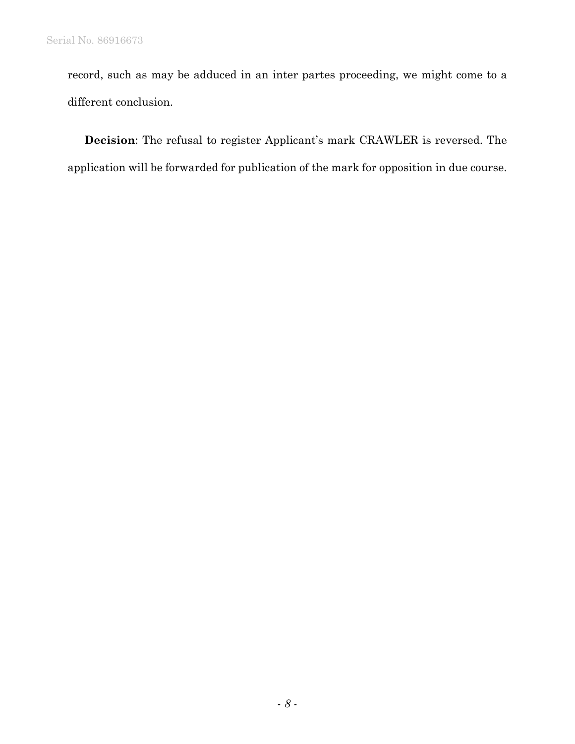record, such as may be adduced in an inter partes proceeding, we might come to a different conclusion.

**Decision**: The refusal to register Applicant's mark CRAWLER is reversed. The application will be forwarded for publication of the mark for opposition in due course.